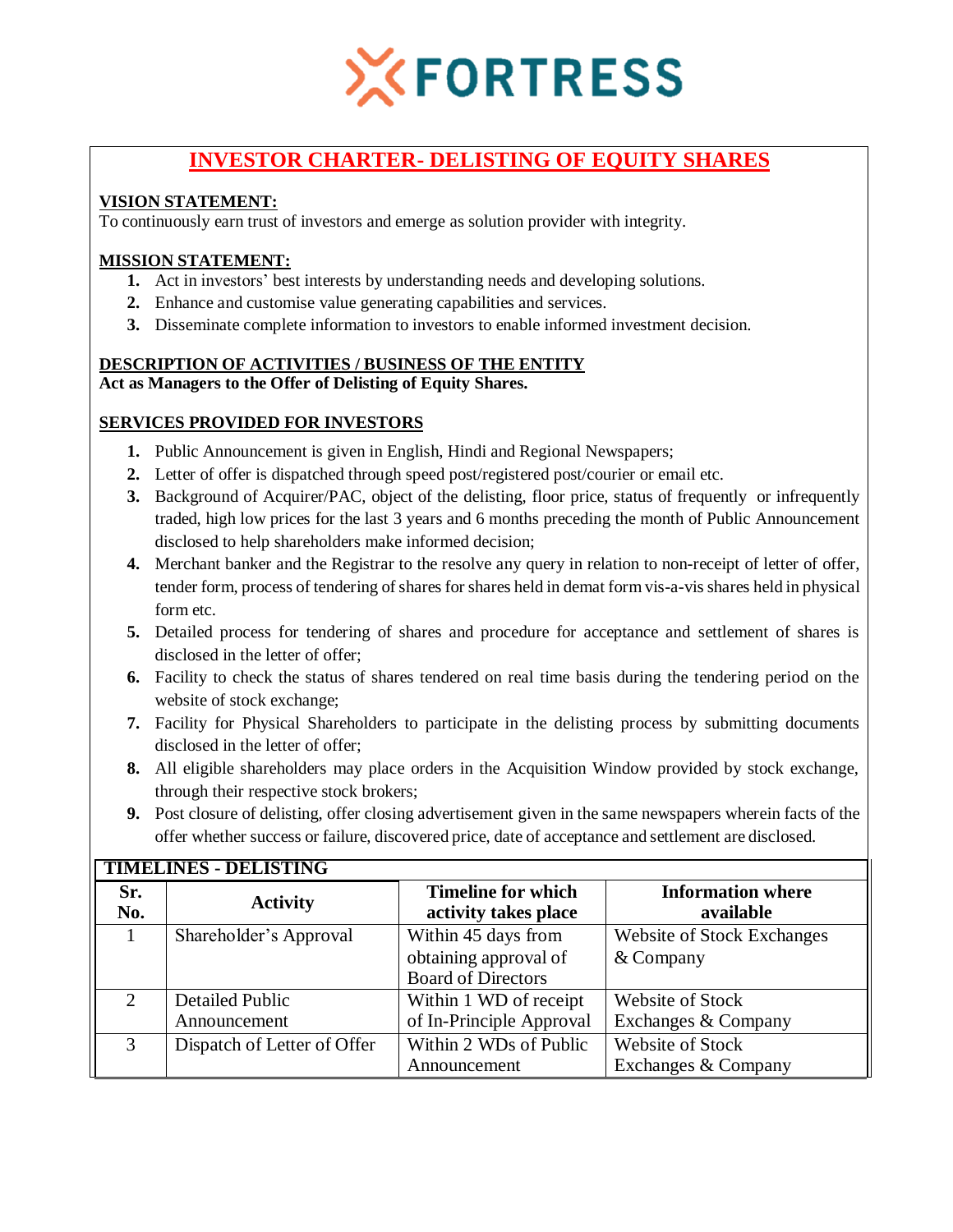FORTRESS

# INVESTOR CHARTER- DELISTING OF EQUITY SHARES

## VISION STATEMENT:

To continuously earn trust of investors and emerge as solution provider with integrity.

## MISSION STATEMENT:

1. Act in investors' best interests by understanding needs and developing solutions.
2. Enhance and customise value generating capabilities and services.
3. Disseminate complete information to investors to enable informed investment decision.

## DESCRIPTION OF ACTIVITIES / BUSINESS OF THE ENTITY

**Act as Managers to the Offer of Delisting of Equity Shares.**

## SERVICES PROVIDED FOR INVESTORS

1. Public Announcement is given in English, Hindi and Regional Newspapers;
2. Letter of offer is dispatched through speed post/registered post/courier or email etc.
3. Background of Acquirer/PAC, object of the delisting, floor price, status of frequently or infrequently traded, high low prices for the last 3 years and 6 months preceding the month of Public Announcement disclosed to help shareholders make informed decision;
4. Merchant banker and the Registrar to the resolve any query in relation to non-receipt of letter of offer, tender form, process of tendering of shares for shares held in demat form vis-a-vis shares held in physical form etc.
5. Detailed process for tendering of shares and procedure for acceptance and settlement of shares is disclosed in the letter of offer;
6. Facility to check the status of shares tendered on real time basis during the tendering period on the website of stock exchange;
7. Facility for Physical Shareholders to participate in the delisting process by submitting documents disclosed in the letter of offer;
8. All eligible shareholders may place orders in the Acquisition Window provided by stock exchange, through their respective stock brokers;
9. Post closure of delisting, offer closing advertisement given in the same newspapers wherein facts of the offer whether success or failure, discovered price, date of acceptance and settlement are disclosed.

**TIMELINES - DELISTING**

| Sr. No. | Activity | Timeline for which activity takes place | Information where available |
|---|---|---|---|
| 1 | Shareholder's Approval | Within 45 days from obtaining approval of Board of Directors | Website of Stock Exchanges & Company |
| 2 | Detailed Public Announcement | Within 1 WD of receipt of In-Principle Approval | Website of Stock Exchanges & Company |
| 3 | Dispatch of Letter of Offer | Within 2 WDs of Public Announcement | Website of Stock Exchanges & Company |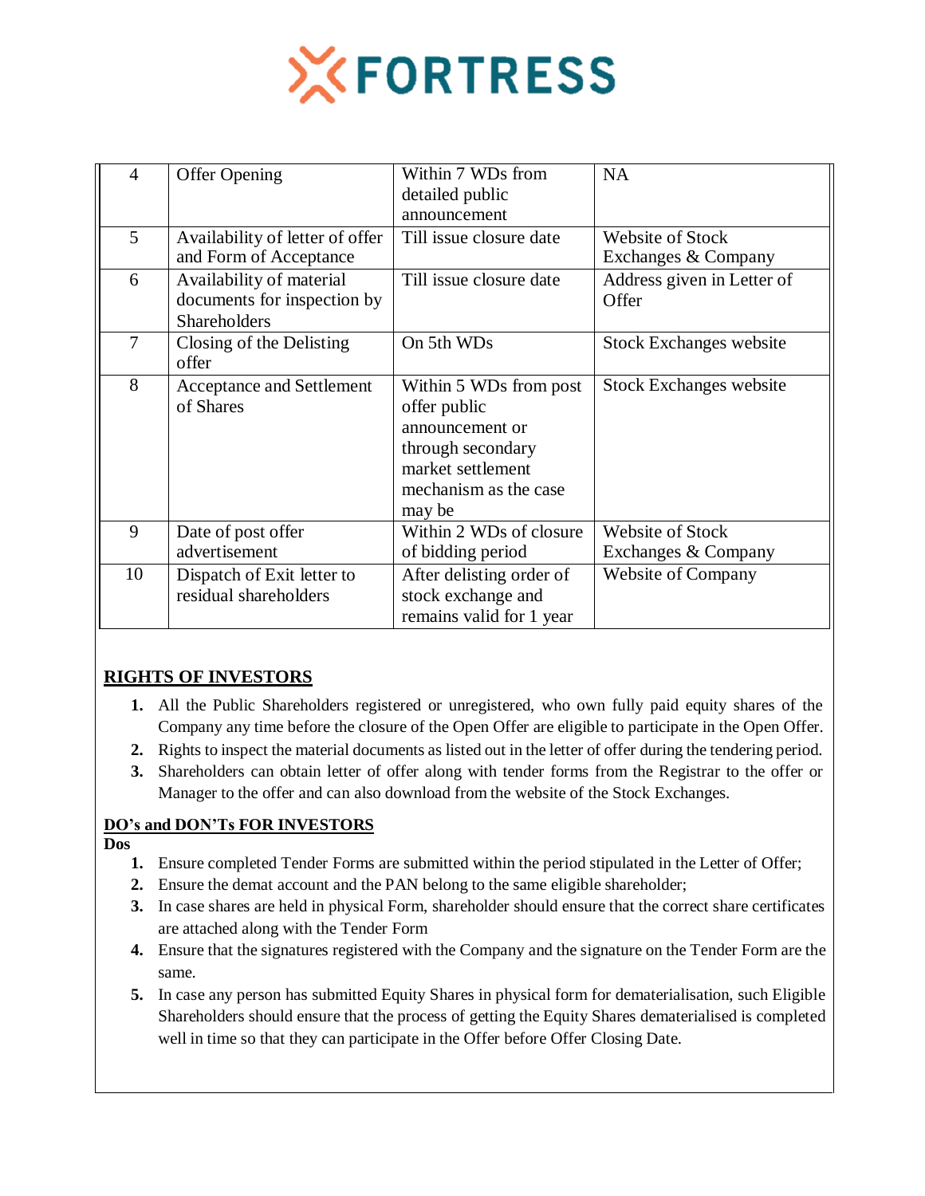FORTRESS

| 4 | Offer Opening | Within 7 WDs from detailed public announcement | NA |
|---|---|---|---|
| 5 | Availability of letter of offer and Form of Acceptance | Till issue closure date | Website of Stock Exchanges & Company |
| 6 | Availability of material documents for inspection by Shareholders | Till issue closure date | Address given in Letter of Offer |
| 7 | Closing of the Delisting offer | On 5th WDs | Stock Exchanges website |
| 8 | Acceptance and Settlement of Shares | Within 5 WDs from post offer public announcement or through secondary market settlement mechanism as the case may be | Stock Exchanges website |
| 9 | Date of post offer advertisement | Within 2 WDs of closure of bidding period | Website of Stock Exchanges & Company |
| 10 | Dispatch of Exit letter to residual shareholders | After delisting order of stock exchange and remains valid for 1 year | Website of Company |

## RIGHTS OF INVESTORS

1. All the Public Shareholders registered or unregistered, who own fully paid equity shares of the Company any time before the closure of the Open Offer are eligible to participate in the Open Offer.
2. Rights to inspect the material documents as listed out in the letter of offer during the tendering period.
3. Shareholders can obtain letter of offer along with tender forms from the Registrar to the offer or Manager to the offer and can also download from the website of the Stock Exchanges.

## DO's and DON'Ts FOR INVESTORS

**Dos**

1. Ensure completed Tender Forms are submitted within the period stipulated in the Letter of Offer;
2. Ensure the demat account and the PAN belong to the same eligible shareholder;
3. In case shares are held in physical Form, shareholder should ensure that the correct share certificates are attached along with the Tender Form
4. Ensure that the signatures registered with the Company and the signature on the Tender Form are the same.
5. In case any person has submitted Equity Shares in physical form for dematerialisation, such Eligible Shareholders should ensure that the process of getting the Equity Shares dematerialised is completed well in time so that they can participate in the Offer before Offer Closing Date.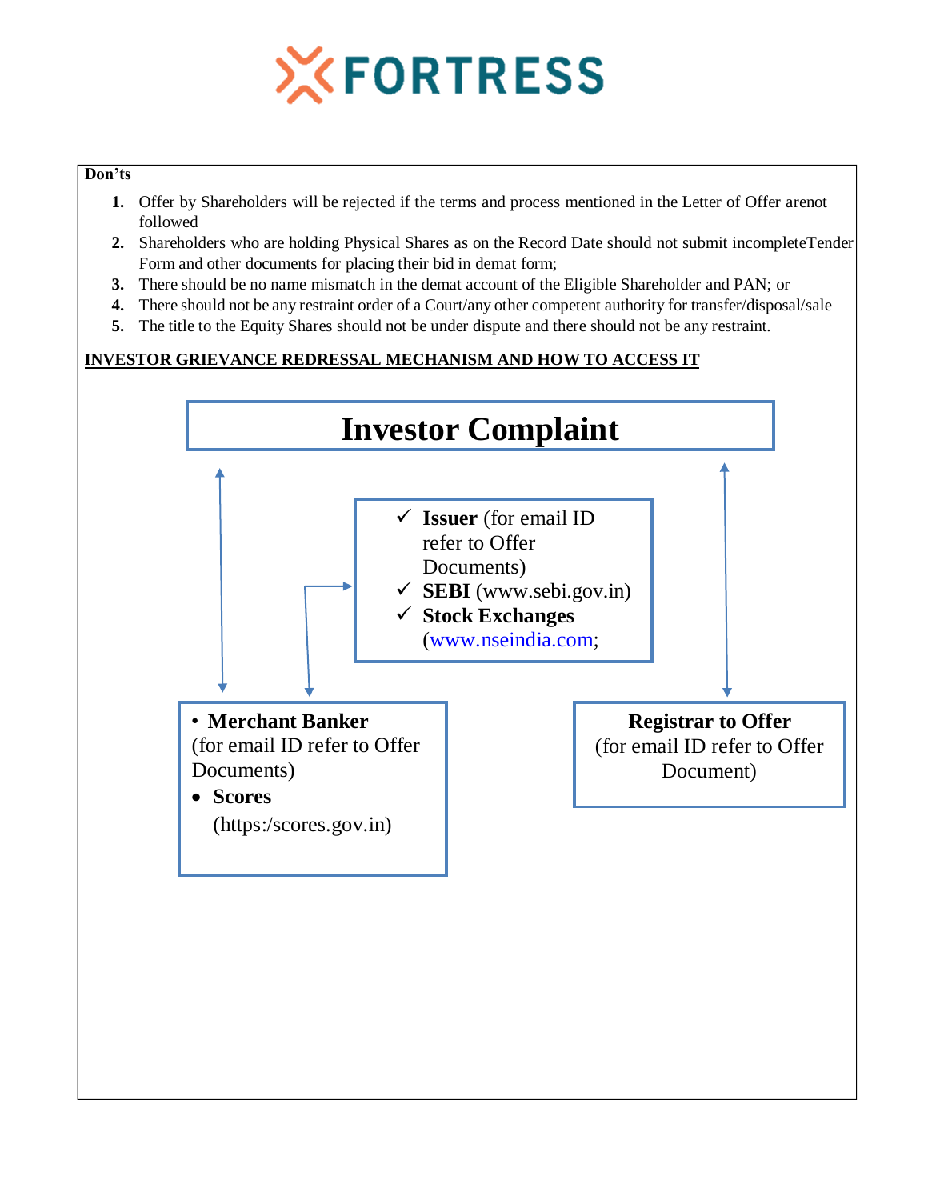**Don'ts**

1. Offer by Shareholders will be rejected if the terms and process mentioned in the Letter of Offer arenot followed
2. Shareholders who are holding Physical Shares as on the Record Date should not submit incompleteTender Form and other documents for placing their bid in demat form;
3. There should be no name mismatch in the demat account of the Eligible Shareholder and PAN; or
4. There should not be any restraint order of a Court/any other competent authority for transfer/disposal/sale
5. The title to the Equity Shares should not be under dispute and there should not be any restraint.

**INVESTOR GRIEVANCE REDRESSAL MECHANISM AND HOW TO ACCESS IT**

# Investor Complaint

- ✓ **Issuer** (for email ID refer to Offer Documents)
- ✓ **SEBI** (www.sebi.gov.in)
- ✓ **Stock Exchanges** (www.nseindia.com;

- **Merchant Banker** (for email ID refer to Offer Documents)
- **Scores** (https:/scores.gov.in)

**Registrar to Offer**
(for email ID refer to Offer Document)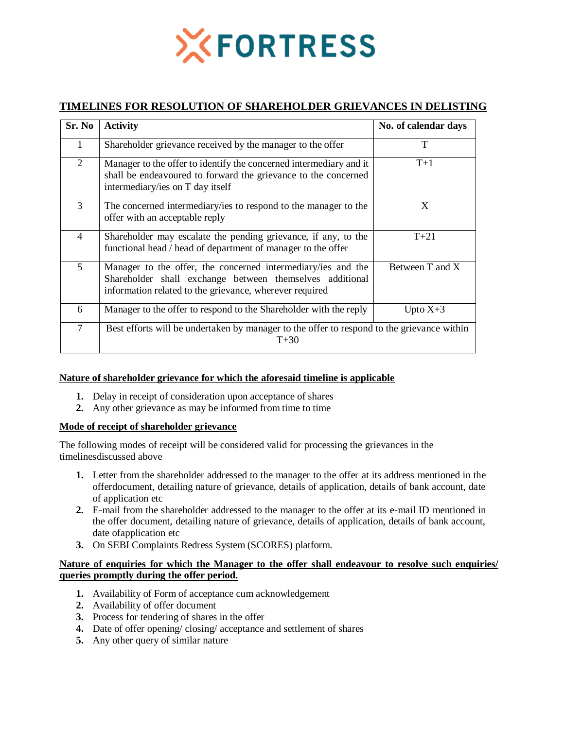FORTRESS

## TIMELINES FOR RESOLUTION OF SHAREHOLDER GRIEVANCES IN DELISTING

| Sr. No | Activity | No. of calendar days |
|---|---|---|
| 1 | Shareholder grievance received by the manager to the offer | T |
| 2 | Manager to the offer to identify the concerned intermediary and it shall be endeavoured to forward the grievance to the concerned intermediary/ies on T day itself | T+1 |
| 3 | The concerned intermediary/ies to respond to the manager to the offer with an acceptable reply | X |
| 4 | Shareholder may escalate the pending grievance, if any, to the functional head / head of department of manager to the offer | T+21 |
| 5 | Manager to the offer, the concerned intermediary/ies and the Shareholder shall exchange between themselves additional information related to the grievance, wherever required | Between T and X |
| 6 | Manager to the offer to respond to the Shareholder with the reply | Upto X+3 |
| 7 | Best efforts will be undertaken by manager to the offer to respond to the grievance within T+30 | |

**Nature of shareholder grievance for which the aforesaid timeline is applicable**

1. Delay in receipt of consideration upon acceptance of shares
2. Any other grievance as may be informed from time to time

**Mode of receipt of shareholder grievance**

The following modes of receipt will be considered valid for processing the grievances in the timelinesdiscussed above

1. Letter from the shareholder addressed to the manager to the offer at its address mentioned in the offerdocument, detailing nature of grievance, details of application, details of bank account, date of application etc
2. E-mail from the shareholder addressed to the manager to the offer at its e-mail ID mentioned in the offer document, detailing nature of grievance, details of application, details of bank account, date ofapplication etc
3. On SEBI Complaints Redress System (SCORES) platform.

**Nature of enquiries for which the Manager to the offer shall endeavour to resolve such enquiries/ queries promptly during the offer period.**

1. Availability of Form of acceptance cum acknowledgement
2. Availability of offer document
3. Process for tendering of shares in the offer
4. Date of offer opening/ closing/ acceptance and settlement of shares
5. Any other query of similar nature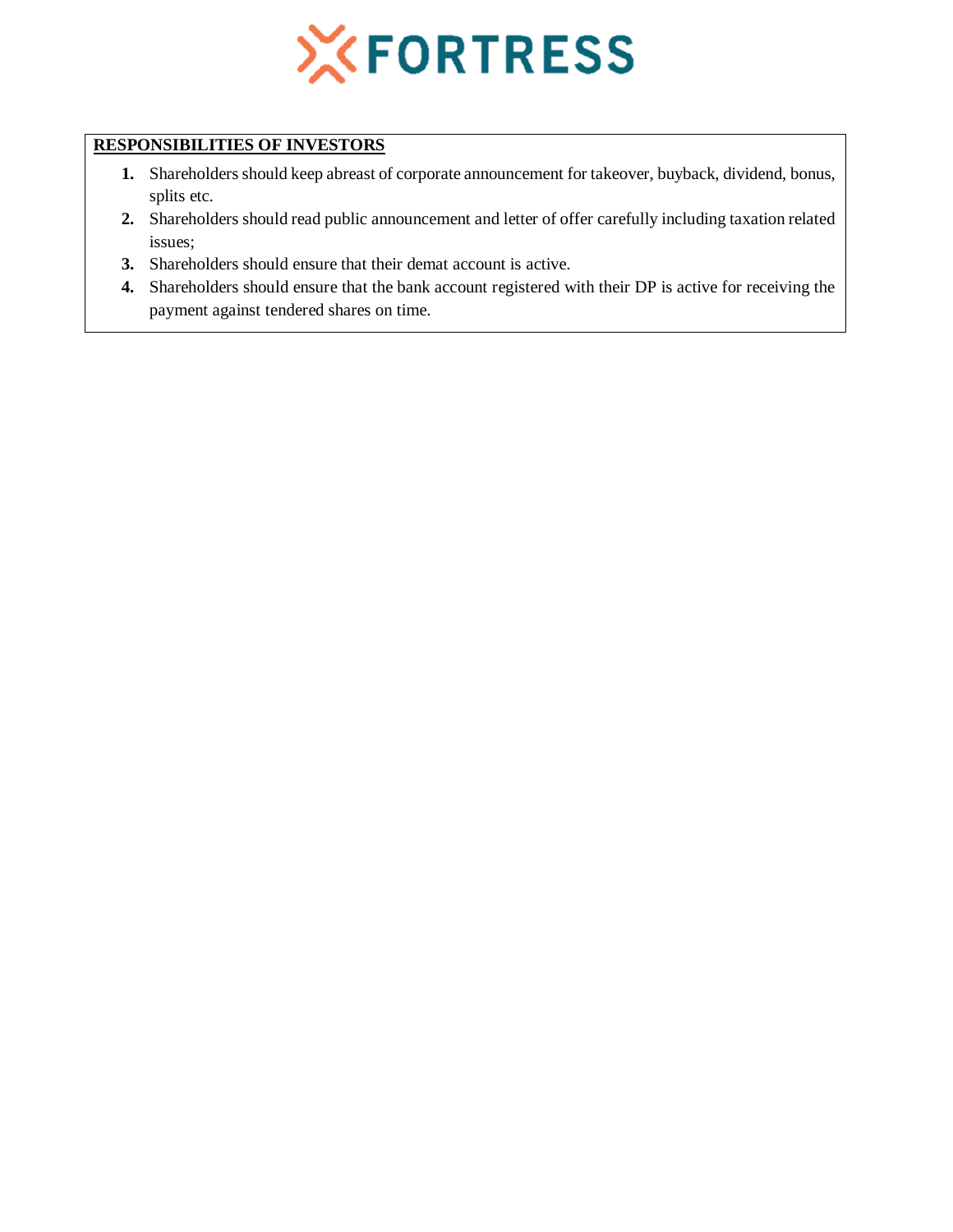**RESPONSIBILITIES OF INVESTORS**

1. Shareholders should keep abreast of corporate announcement for takeover, buyback, dividend, bonus, splits etc.
2. Shareholders should read public announcement and letter of offer carefully including taxation related issues;
3. Shareholders should ensure that their demat account is active.
4. Shareholders should ensure that the bank account registered with their DP is active for receiving the payment against tendered shares on time.